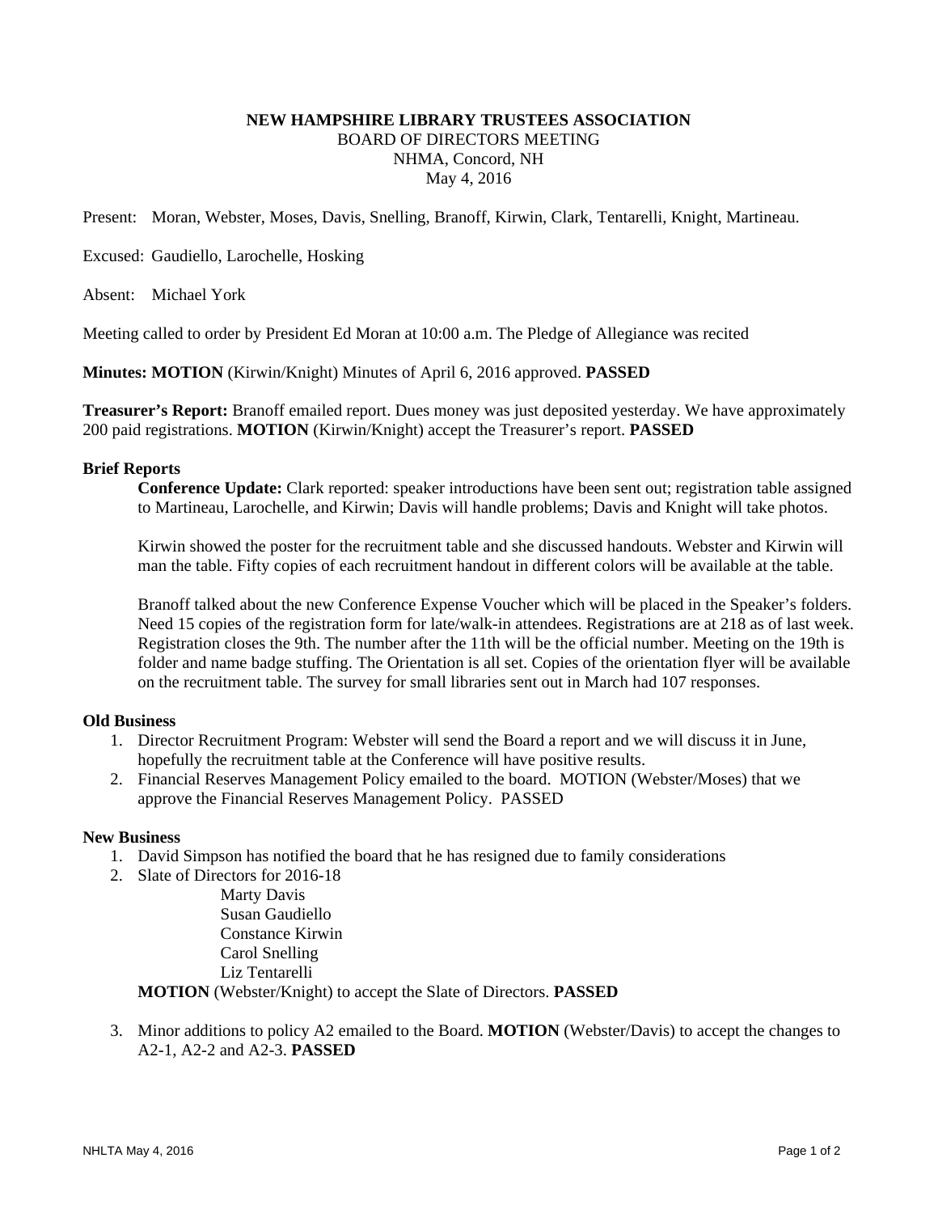**NEW HAMPSHIRE LIBRARY TRUSTEES ASSOCIATION**
BOARD OF DIRECTORS MEETING
NHMA, Concord, NH
May 4, 2016

Present: Moran, Webster, Moses, Davis, Snelling, Branoff, Kirwin, Clark, Tentarelli, Knight, Martineau.

Excused: Gaudiello, Larochelle, Hosking

Absent: Michael York

Meeting called to order by President Ed Moran at 10:00 a.m. The Pledge of Allegiance was recited

**Minutes: MOTION** (Kirwin/Knight) Minutes of April 6, 2016 approved. **PASSED**

**Treasurer's Report:** Branoff emailed report. Dues money was just deposited yesterday. We have approximately 200 paid registrations. **MOTION** (Kirwin/Knight) accept the Treasurer's report. **PASSED**

**Brief Reports**

**Conference Update:** Clark reported: speaker introductions have been sent out; registration table assigned to Martineau, Larochelle, and Kirwin; Davis will handle problems; Davis and Knight will take photos.

Kirwin showed the poster for the recruitment table and she discussed handouts. Webster and Kirwin will man the table. Fifty copies of each recruitment handout in different colors will be available at the table.

Branoff talked about the new Conference Expense Voucher which will be placed in the Speaker's folders. Need 15 copies of the registration form for late/walk-in attendees. Registrations are at 218 as of last week. Registration closes the 9th. The number after the 11th will be the official number. Meeting on the 19th is folder and name badge stuffing. The Orientation is all set. Copies of the orientation flyer will be available on the recruitment table. The survey for small libraries sent out in March had 107 responses.

**Old Business**

1. Director Recruitment Program: Webster will send the Board a report and we will discuss it in June, hopefully the recruitment table at the Conference will have positive results.
2. Financial Reserves Management Policy emailed to the board. MOTION (Webster/Moses) that we approve the Financial Reserves Management Policy. PASSED

**New Business**

1. David Simpson has notified the board that he has resigned due to family considerations
2. Slate of Directors for 2016-18
   - Marty Davis
   - Susan Gaudiello
   - Constance Kirwin
   - Carol Snelling
   - Liz Tentarelli

   **MOTION** (Webster/Knight) to accept the Slate of Directors. **PASSED**

3. Minor additions to policy A2 emailed to the Board. **MOTION** (Webster/Davis) to accept the changes to A2-1, A2-2 and A2-3. **PASSED**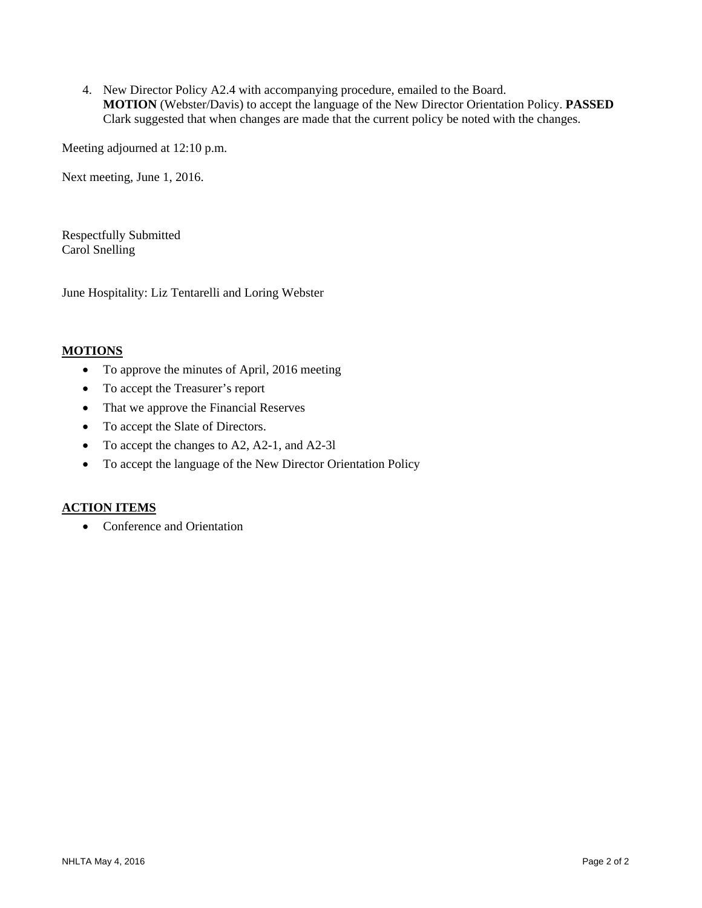4. New Director Policy A2.4 with accompanying procedure, emailed to the Board.
   **MOTION** (Webster/Davis) to accept the language of the New Director Orientation Policy. **PASSED**
   Clark suggested that when changes are made that the current policy be noted with the changes.

Meeting adjourned at 12:10 p.m.

Next meeting, June 1, 2016.

Respectfully Submitted
Carol Snelling

June Hospitality: Liz Tentarelli and Loring Webster

**MOTIONS**

- To approve the minutes of April, 2016 meeting
- To accept the Treasurer's report
- That we approve the Financial Reserves
- To accept the Slate of Directors.
- To accept the changes to A2, A2-1, and A2-3l
- To accept the language of the New Director Orientation Policy

**ACTION ITEMS**

- Conference and Orientation